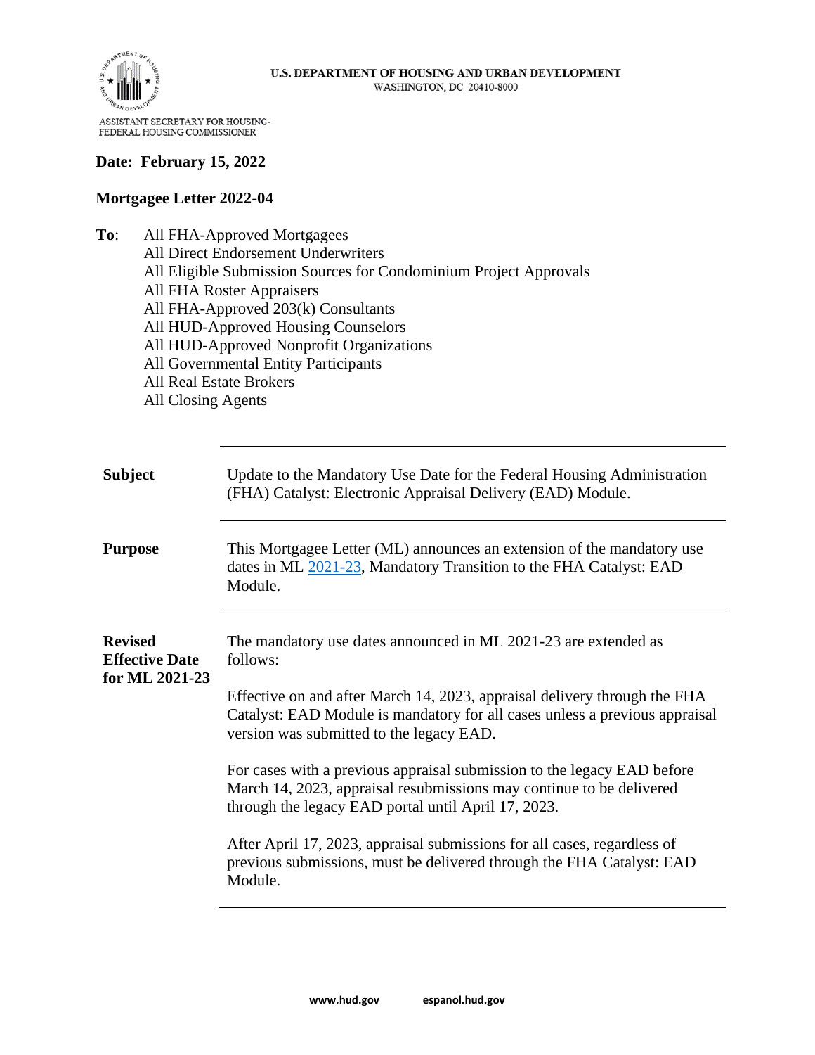U.S. DEPARTMENT OF HOUSING AND URBAN DEVELOPMENT
WASHINGTON, DC 20410-8000

ASSISTANT SECRETARY FOR HOUSING-
FEDERAL HOUSING COMMISSIONER

**Date: February 15, 2022**

**Mortgagee Letter 2022-04**

**To**: All FHA-Approved Mortgagees
All Direct Endorsement Underwriters
All Eligible Submission Sources for Condominium Project Approvals
All FHA Roster Appraisers
All FHA-Approved 203(k) Consultants
All HUD-Approved Housing Counselors
All HUD-Approved Nonprofit Organizations
All Governmental Entity Participants
All Real Estate Brokers
All Closing Agents

| | |
|---|---|
| **Subject** | Update to the Mandatory Use Date for the Federal Housing Administration (FHA) Catalyst: Electronic Appraisal Delivery (EAD) Module. |
| **Purpose** | This Mortgagee Letter (ML) announces an extension of the mandatory use dates in ML 2021-23, Mandatory Transition to the FHA Catalyst: EAD Module. |
| **Revised Effective Date for ML 2021-23** | The mandatory use dates announced in ML 2021-23 are extended as follows:<br><br>Effective on and after March 14, 2023, appraisal delivery through the FHA Catalyst: EAD Module is mandatory for all cases unless a previous appraisal version was submitted to the legacy EAD.<br><br>For cases with a previous appraisal submission to the legacy EAD before March 14, 2023, appraisal resubmissions may continue to be delivered through the legacy EAD portal until April 17, 2023.<br><br>After April 17, 2023, appraisal submissions for all cases, regardless of previous submissions, must be delivered through the FHA Catalyst: EAD Module. |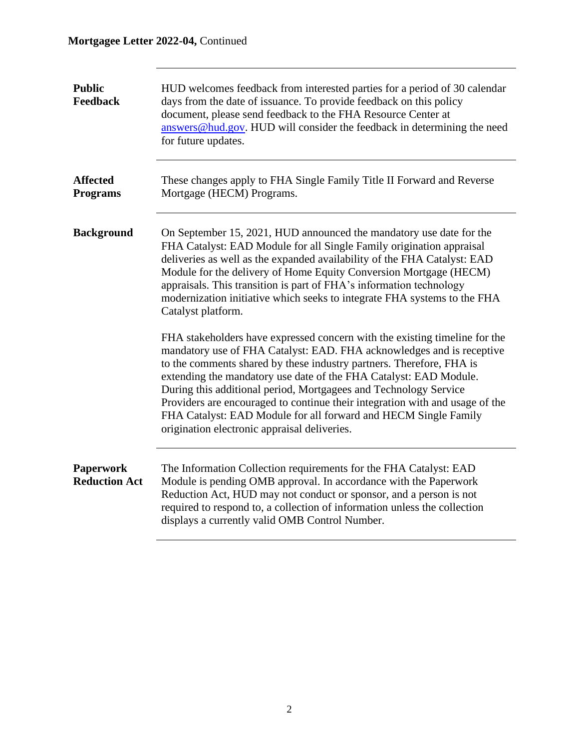**Public Feedback**

HUD welcomes feedback from interested parties for a period of 30 calendar days from the date of issuance. To provide feedback on this policy document, please send feedback to the FHA Resource Center at [answers@hud.gov](mailto:answers@hud.gov). HUD will consider the feedback in determining the need for future updates.

**Affected Programs**

These changes apply to FHA Single Family Title II Forward and Reverse Mortgage (HECM) Programs.

**Background**

On September 15, 2021, HUD announced the mandatory use date for the FHA Catalyst: EAD Module for all Single Family origination appraisal deliveries as well as the expanded availability of the FHA Catalyst: EAD Module for the delivery of Home Equity Conversion Mortgage (HECM) appraisals. This transition is part of FHA's information technology modernization initiative which seeks to integrate FHA systems to the FHA Catalyst platform.

FHA stakeholders have expressed concern with the existing timeline for the mandatory use of FHA Catalyst: EAD. FHA acknowledges and is receptive to the comments shared by these industry partners. Therefore, FHA is extending the mandatory use date of the FHA Catalyst: EAD Module. During this additional period, Mortgagees and Technology Service Providers are encouraged to continue their integration with and usage of the FHA Catalyst: EAD Module for all forward and HECM Single Family origination electronic appraisal deliveries.

**Paperwork Reduction Act**

The Information Collection requirements for the FHA Catalyst: EAD Module is pending OMB approval. In accordance with the Paperwork Reduction Act, HUD may not conduct or sponsor, and a person is not required to respond to, a collection of information unless the collection displays a currently valid OMB Control Number.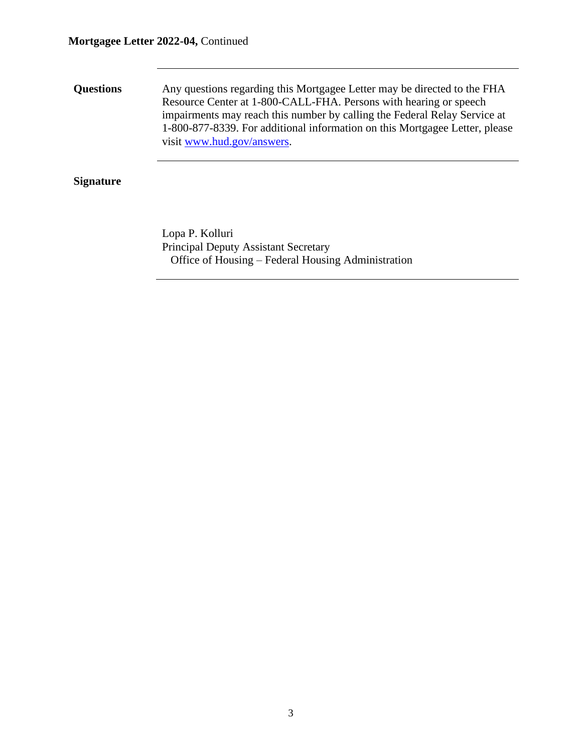## Questions

Any questions regarding this Mortgagee Letter may be directed to the FHA Resource Center at 1-800-CALL-FHA. Persons with hearing or speech impairments may reach this number by calling the Federal Relay Service at 1-800-877-8339. For additional information on this Mortgagee Letter, please visit [www.hud.gov/answers](http://www.hud.gov/answers).

## Signature

Lopa P. Kolluri
Principal Deputy Assistant Secretary
Office of Housing – Federal Housing Administration